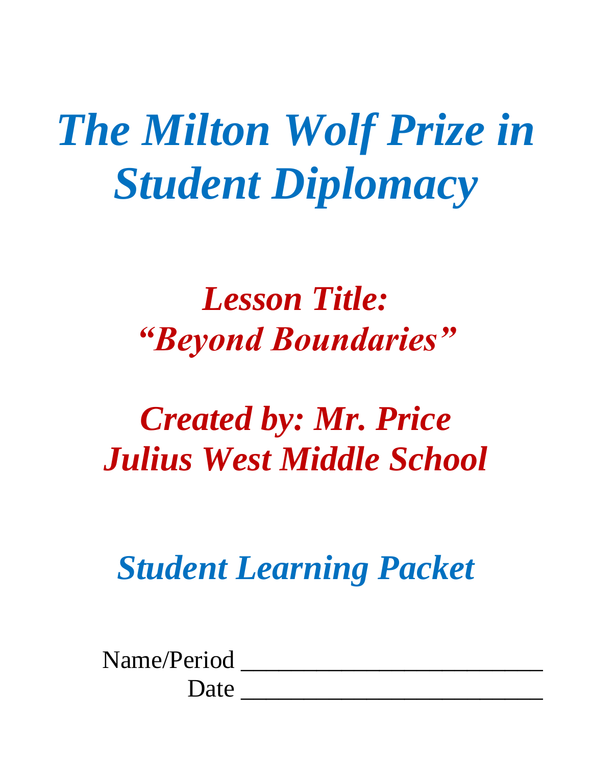# *The Milton Wolf Prize in Student Diplomacy*

## *Lesson Title:*
## *"Beyond Boundaries"*

## *Created by: Mr. Price*
## *Julius West Middle School*

## *Student Learning Packet*

Name/Period ___________________________

Date ___________________________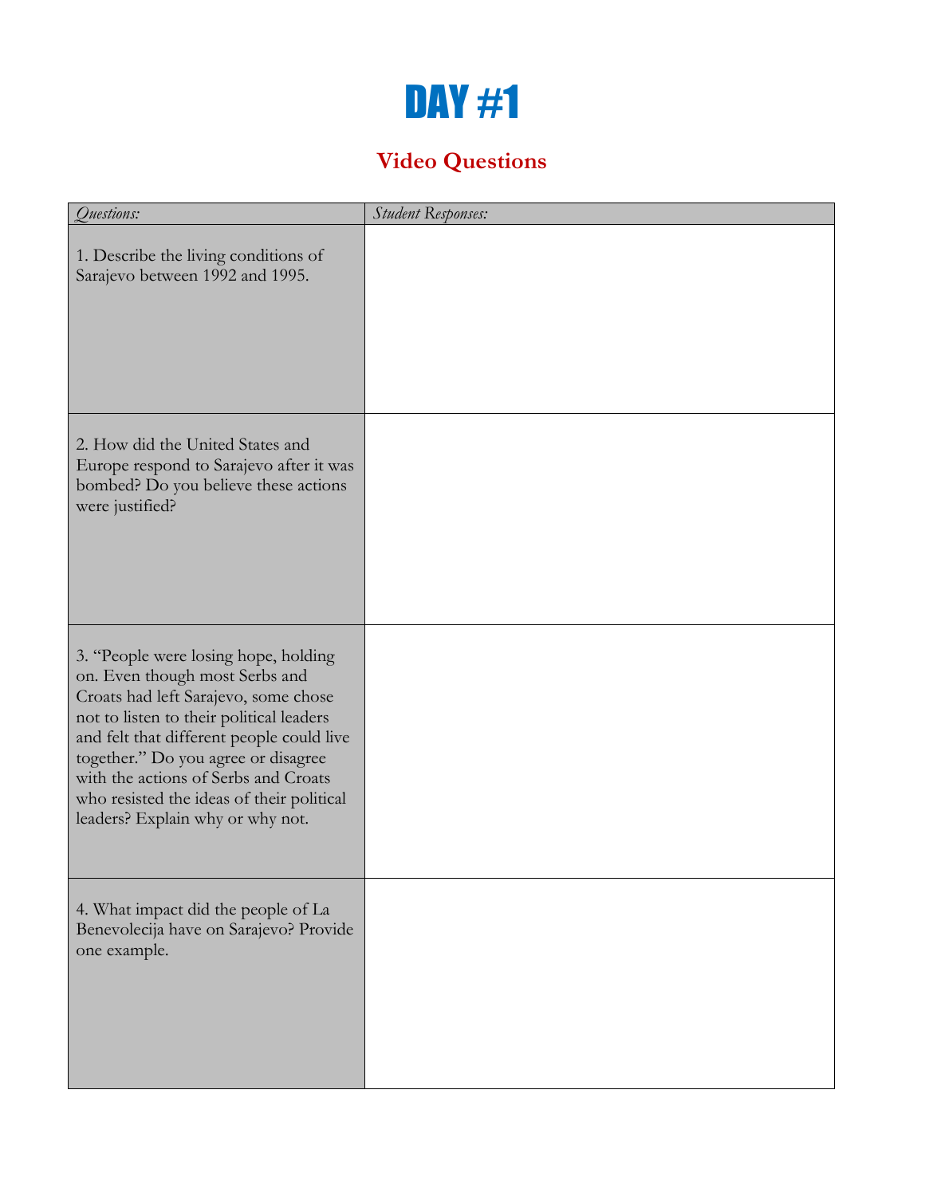# DAY #1

## Video Questions

| *Questions:* | *Student Responses:* |
|---|---|
| 1. Describe the living conditions of Sarajevo between 1992 and 1995. | |
| 2. How did the United States and Europe respond to Sarajevo after it was bombed? Do you believe these actions were justified? | |
| 3. "People were losing hope, holding on. Even though most Serbs and Croats had left Sarajevo, some chose not to listen to their political leaders and felt that different people could live together." Do you agree or disagree with the actions of Serbs and Croats who resisted the ideas of their political leaders? Explain why or why not. | |
| 4. What impact did the people of La Benevolecija have on Sarajevo? Provide one example. | |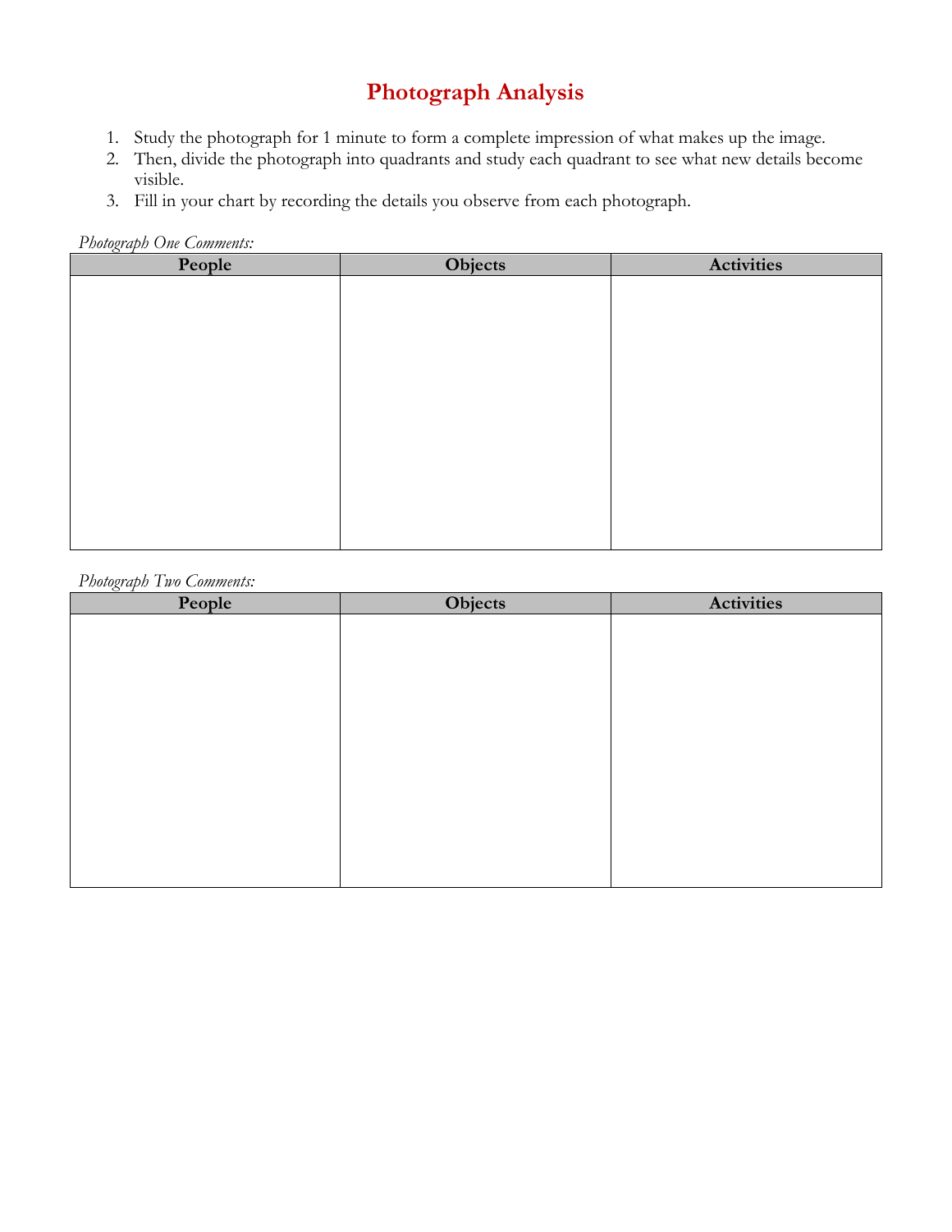# Photograph Analysis

1. Study the photograph for 1 minute to form a complete impression of what makes up the image.
2. Then, divide the photograph into quadrants and study each quadrant to see what new details become visible.
3. Fill in your chart by recording the details you observe from each photograph.

*Photograph One Comments:*

| People | Objects | Activities |
| --- | --- | --- |
| | | |

*Photograph Two Comments:*

| People | Objects | Activities |
| --- | --- | --- |
| | | |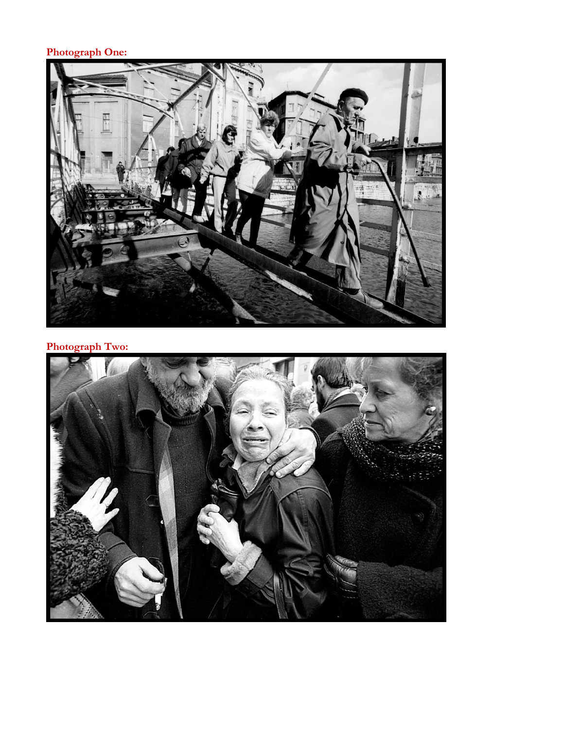**Photograph One:**

**Photograph Two:**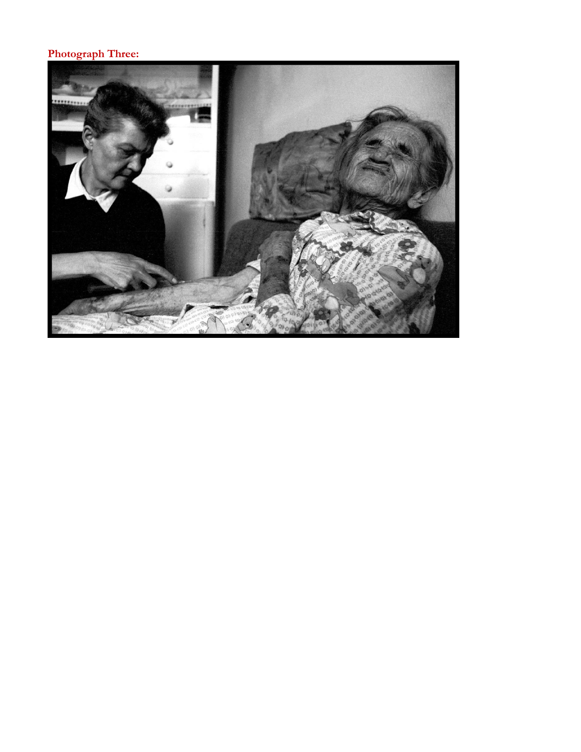**Photograph Three:**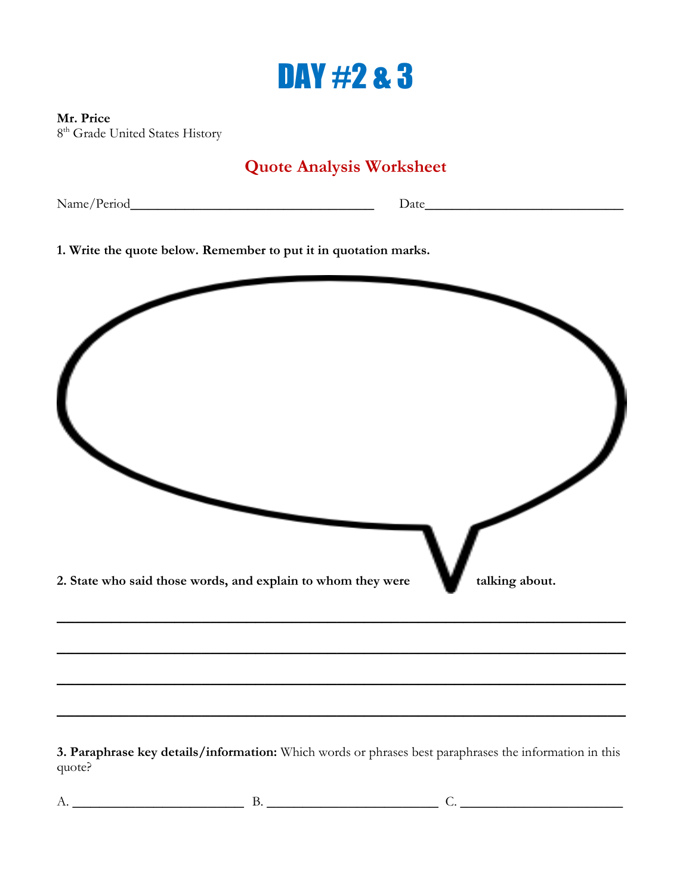# DAY #2 & 3

**Mr. Price**
8th Grade United States History

## Quote Analysis Worksheet

Name/Period____________________________________ Date_____________________________

**1. Write the quote below. Remember to put it in quotation marks.**

**2. State who said those words, and explain to whom they were talking about.**

___________________________________________________________________________

___________________________________________________________________________

___________________________________________________________________________

___________________________________________________________________________

**3. Paraphrase key details/information:** Which words or phrases best paraphrases the information in this quote?

A. __________________________ B. __________________________ C. ________________________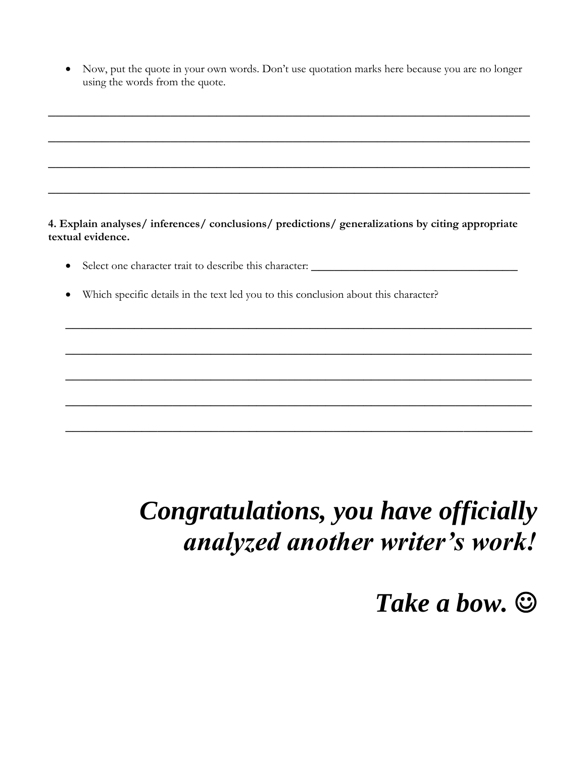- Now, put the quote in your own words. Don't use quotation marks here because you are no longer using the words from the quote.

______________________________________________________________________________

______________________________________________________________________________

______________________________________________________________________________

______________________________________________________________________________

**4. Explain analyses/ inferences/ conclusions/ predictions/ generalizations by citing appropriate textual evidence.**

- Select one character trait to describe this character: ___________________________________

- Which specific details in the text led you to this conclusion about this character?

______________________________________________________________________________

______________________________________________________________________________

______________________________________________________________________________

______________________________________________________________________________

______________________________________________________________________________

***Congratulations, you have officially analyzed another writer's work!***

***Take a bow.*** ☺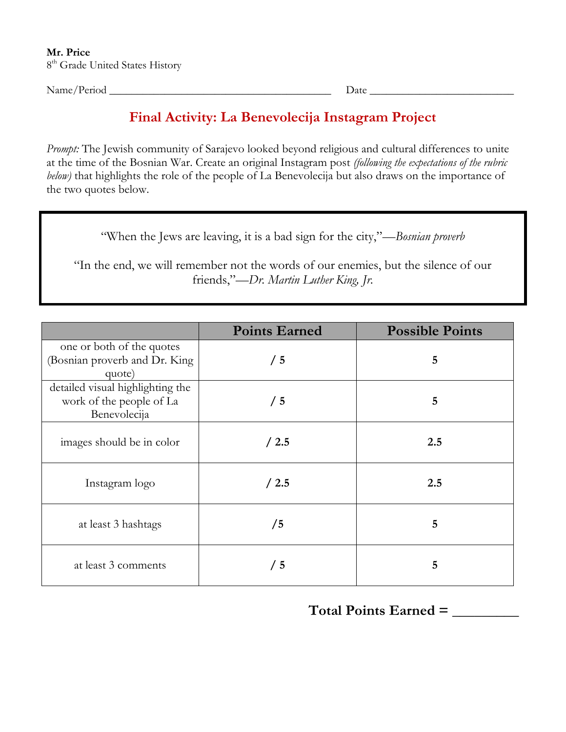**Mr. Price**
8th Grade United States History

Name/Period ________________________________________ Date __________________________

## Final Activity: La Benevolecija Instagram Project

*Prompt:* The Jewish community of Sarajevo looked beyond religious and cultural differences to unite at the time of the Bosnian War. Create an original Instagram post *(following the expectations of the rubric below)* that highlights the role of the people of La Benevolecija but also draws on the importance of the two quotes below.

> "When the Jews are leaving, it is a bad sign for the city,"—*Bosnian proverb*
>
> "In the end, we will remember not the words of our enemies, but the silence of our friends,"—*Dr. Martin Luther King, Jr.*

| | Points Earned | Possible Points |
|---|---|---|
| one or both of the quotes (Bosnian proverb and Dr. King quote) | / 5 | 5 |
| detailed visual highlighting the work of the people of La Benevolecija | / 5 | 5 |
| images should be in color | / 2.5 | 2.5 |
| Instagram logo | / 2.5 | 2.5 |
| at least 3 hashtags | /5 | 5 |
| at least 3 comments | / 5 | 5 |

**Total Points Earned = _________**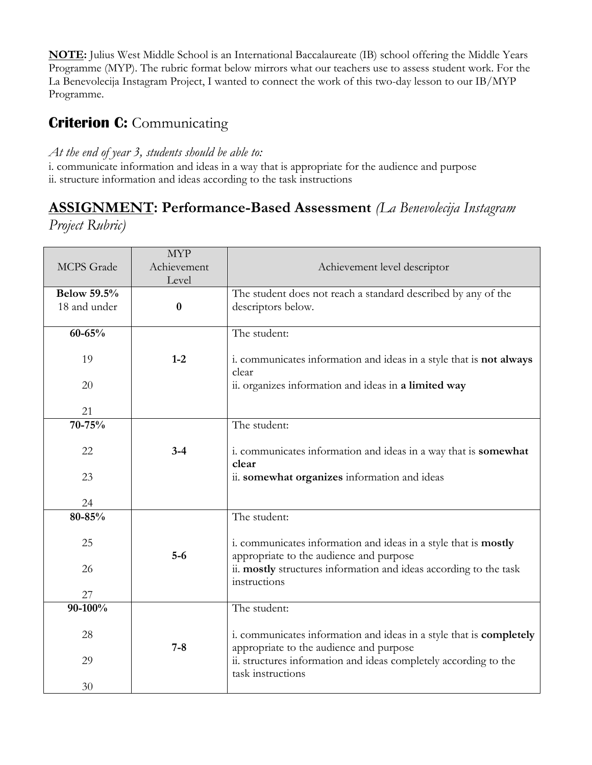**NOTE:** Julius West Middle School is an International Baccalaureate (IB) school offering the Middle Years Programme (MYP). The rubric format below mirrors what our teachers use to assess student work. For the La Benevolecija Instagram Project, I wanted to connect the work of this two-day lesson to our IB/MYP Programme.

## **Criterion C:** Communicating

*At the end of year 3, students should be able to:*

i. communicate information and ideas in a way that is appropriate for the audience and purpose
ii. structure information and ideas according to the task instructions

## **ASSIGNMENT: Performance-Based Assessment** *(La Benevolecija Instagram Project Rubric)*

| MCPS Grade | MYP Achievement Level | Achievement level descriptor |
|---|---|---|
| **Below 59.5%**<br>18 and under | **0** | The student does not reach a standard described by any of the descriptors below. |
| **60-65%**<br>19<br>20<br>21 | **1-2** | The student:<br>i. communicates information and ideas in a style that is **not always** clear<br>ii. organizes information and ideas in **a limited way** |
| **70-75%**<br>22<br>23<br>24 | **3-4** | The student:<br>i. communicates information and ideas in a way that is **somewhat clear**<br>ii. **somewhat organizes** information and ideas |
| **80-85%**<br>25<br>26<br>27 | **5-6** | The student:<br>i. communicates information and ideas in a style that is **mostly** appropriate to the audience and purpose<br>ii. **mostly** structures information and ideas according to the task instructions |
| **90-100%**<br>28<br>29<br>30 | **7-8** | The student:<br>i. communicates information and ideas in a style that is **completely** appropriate to the audience and purpose<br>ii. structures information and ideas completely according to the task instructions |